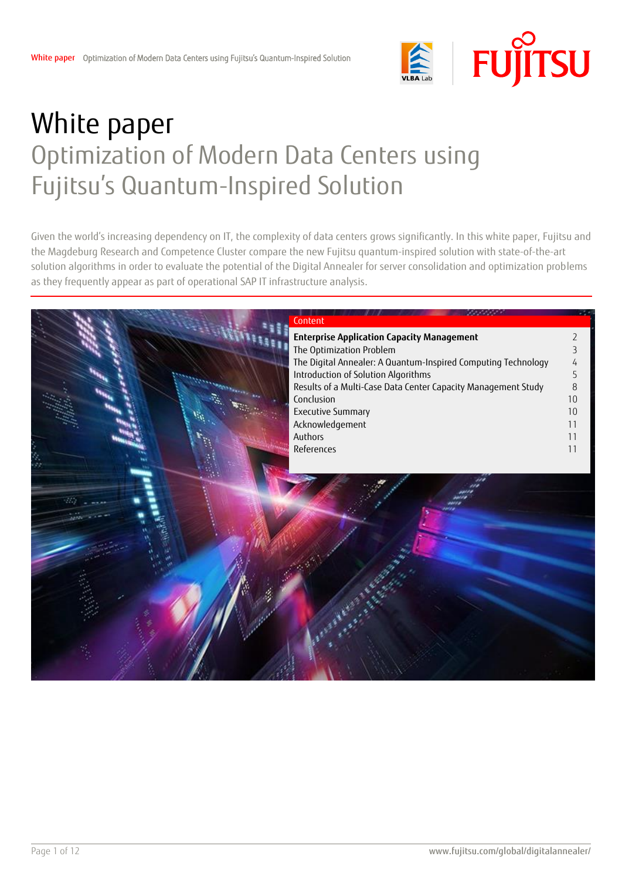# White paper

## Optimization of Modern Data Centers using Fujitsu's Quantum-Inspired Solution

Given the world's increasing dependency on IT, the complexity of data centers grows significantly. In this white paper, Fujitsu and the Magdeburg Research and Competence Cluster compare the new Fujitsu quantum-inspired solution with state-of-the-art solution algorithms in order to evaluate the potential of the Digital Annealer for server consolidation and optimization problems as they frequently appear as part of operational SAP IT infrastructure analysis.

| Content | |
|---|---|
| **Enterprise Application Capacity Management** | 2 |
| The Optimization Problem | 3 |
| The Digital Annealer: A Quantum-Inspired Computing Technology | 4 |
| Introduction of Solution Algorithms | 5 |
| Results of a Multi-Case Data Center Capacity Management Study | 8 |
| Conclusion | 10 |
| Executive Summary | 10 |
| Acknowledgement | 11 |
| Authors | 11 |
| References | 11 |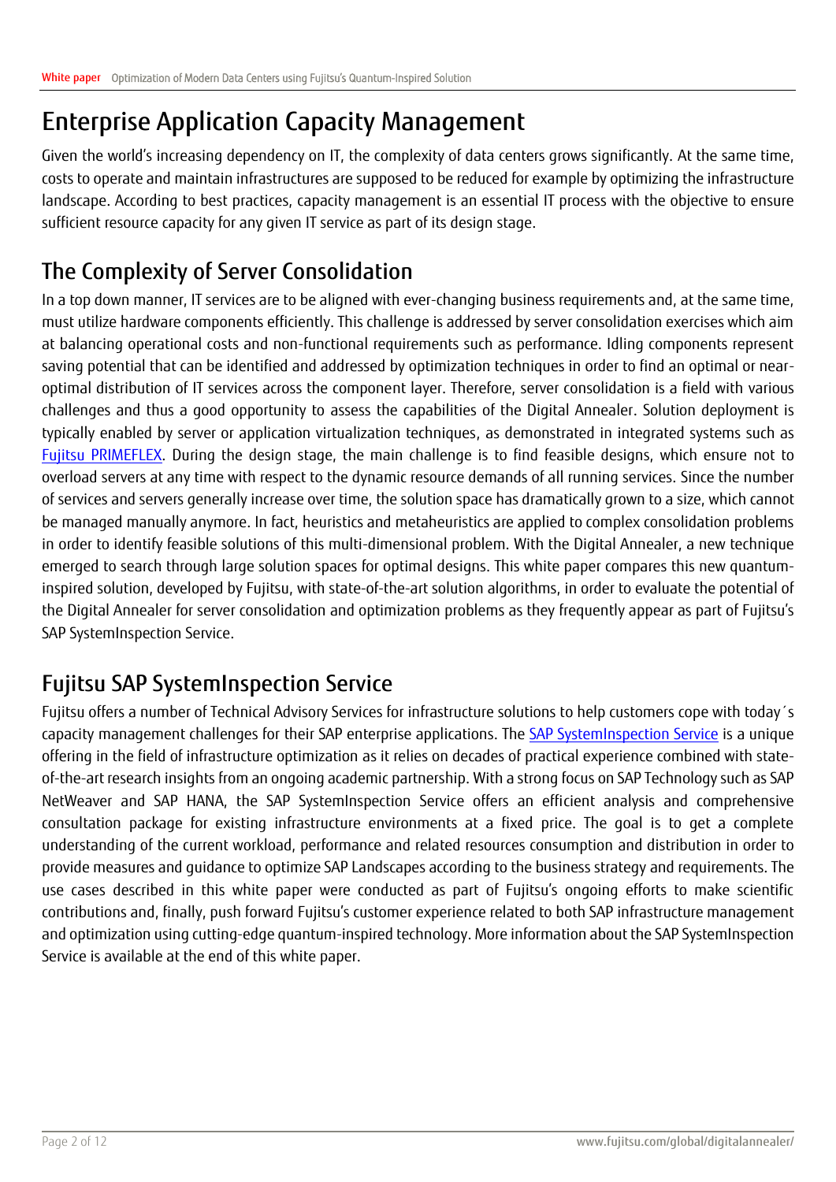# Enterprise Application Capacity Management

Given the world's increasing dependency on IT, the complexity of data centers grows significantly. At the same time, costs to operate and maintain infrastructures are supposed to be reduced for example by optimizing the infrastructure landscape. According to best practices, capacity management is an essential IT process with the objective to ensure sufficient resource capacity for any given IT service as part of its design stage.

## The Complexity of Server Consolidation

In a top down manner, IT services are to be aligned with ever-changing business requirements and, at the same time, must utilize hardware components efficiently. This challenge is addressed by server consolidation exercises which aim at balancing operational costs and non-functional requirements such as performance. Idling components represent saving potential that can be identified and addressed by optimization techniques in order to find an optimal or near-optimal distribution of IT services across the component layer. Therefore, server consolidation is a field with various challenges and thus a good opportunity to assess the capabilities of the Digital Annealer. Solution deployment is typically enabled by server or application virtualization techniques, as demonstrated in integrated systems such as Fujitsu PRIMEFLEX. During the design stage, the main challenge is to find feasible designs, which ensure not to overload servers at any time with respect to the dynamic resource demands of all running services. Since the number of services and servers generally increase over time, the solution space has dramatically grown to a size, which cannot be managed manually anymore. In fact, heuristics and metaheuristics are applied to complex consolidation problems in order to identify feasible solutions of this multi-dimensional problem. With the Digital Annealer, a new technique emerged to search through large solution spaces for optimal designs. This white paper compares this new quantum-inspired solution, developed by Fujitsu, with state-of-the-art solution algorithms, in order to evaluate the potential of the Digital Annealer for server consolidation and optimization problems as they frequently appear as part of Fujitsu's SAP SystemInspection Service.

## Fujitsu SAP SystemInspection Service

Fujitsu offers a number of Technical Advisory Services for infrastructure solutions to help customers cope with today´s capacity management challenges for their SAP enterprise applications. The SAP SystemInspection Service is a unique offering in the field of infrastructure optimization as it relies on decades of practical experience combined with state-of-the-art research insights from an ongoing academic partnership. With a strong focus on SAP Technology such as SAP NetWeaver and SAP HANA, the SAP SystemInspection Service offers an efficient analysis and comprehensive consultation package for existing infrastructure environments at a fixed price. The goal is to get a complete understanding of the current workload, performance and related resources consumption and distribution in order to provide measures and guidance to optimize SAP Landscapes according to the business strategy and requirements. The use cases described in this white paper were conducted as part of Fujitsu's ongoing efforts to make scientific contributions and, finally, push forward Fujitsu's customer experience related to both SAP infrastructure management and optimization using cutting-edge quantum-inspired technology. More information about the SAP SystemInspection Service is available at the end of this white paper.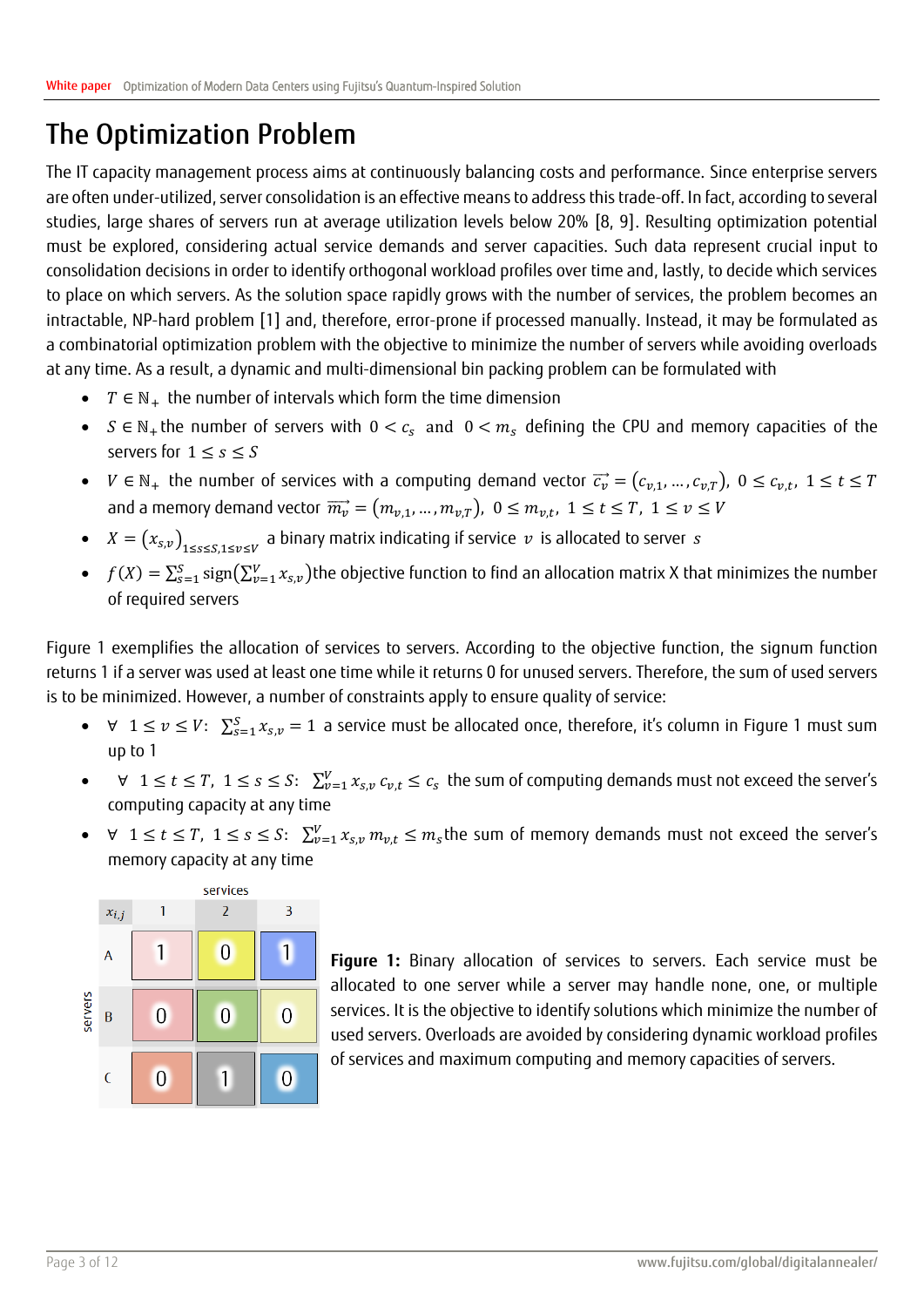# The Optimization Problem

The IT capacity management process aims at continuously balancing costs and performance. Since enterprise servers are often under-utilized, server consolidation is an effective means to address this trade-off. In fact, according to several studies, large shares of servers run at average utilization levels below 20% [8, 9]. Resulting optimization potential must be explored, considering actual service demands and server capacities. Such data represent crucial input to consolidation decisions in order to identify orthogonal workload profiles over time and, lastly, to decide which services to place on which servers. As the solution space rapidly grows with the number of services, the problem becomes an intractable, NP-hard problem [1] and, therefore, error-prone if processed manually. Instead, it may be formulated as a combinatorial optimization problem with the objective to minimize the number of servers while avoiding overloads at any time. As a result, a dynamic and multi-dimensional bin packing problem can be formulated with

- $T \in \mathbb{N}_+$ the number of intervals which form the time dimension
- $S \in \mathbb{N}_+$ the number of servers with $0 < c_s$ and $0 < m_s$ defining the CPU and memory capacities of the servers for $1 \leq s \leq S$
- $V \in \mathbb{N}_+$ the number of services with a computing demand vector $\vec{c_v} = (c_{v,1}, \dots, c_{v,T})$, $0 \leq c_{v,t}$, $1 \leq t \leq T$ and a memory demand vector $\vec{m_v} = (m_{v,1}, \dots, m_{v,T})$, $0 \leq m_{v,t}$, $1 \leq t \leq T$, $1 \leq v \leq V$
- $X = (x_{s,v})_{1 \leq s \leq S, 1 \leq v \leq V}$ a binary matrix indicating if service $v$ is allocated to server $s$
- $f(X) = \sum_{s=1}^{S} \operatorname{sign}(\sum_{v=1}^{V} x_{s,v})$ the objective function to find an allocation matrix X that minimizes the number of required servers

Figure 1 exemplifies the allocation of services to servers. According to the objective function, the signum function returns 1 if a server was used at least one time while it returns 0 for unused servers. Therefore, the sum of used servers is to be minimized. However, a number of constraints apply to ensure quality of service:

- $\forall \ 1 \leq v \leq V$: $\sum_{s=1}^{S} x_{s,v} = 1$ a service must be allocated once, therefore, it's column in Figure 1 must sum up to 1
- $\forall \ 1 \leq t \leq T,\ 1 \leq s \leq S$: $\sum_{v=1}^{V} x_{s,v}\, c_{v,t} \leq c_s$ the sum of computing demands must not exceed the server's computing capacity at any time
- $\forall \ 1 \leq t \leq T,\ 1 \leq s \leq S$: $\sum_{v=1}^{V} x_{s,v}\, m_{v,t} \leq m_s$ the sum of memory demands must not exceed the server's memory capacity at any time

| $x_{i,j}$ | 1 | 2 | 3 |
|---|---|---|---|
| A | 1 | 0 | 1 |
| B | 0 | 0 | 0 |
| C | 0 | 1 | 0 |

(columns: services; rows: servers)

**Figure 1:** Binary allocation of services to servers. Each service must be allocated to one server while a server may handle none, one, or multiple services. It is the objective to identify solutions which minimize the number of used servers. Overloads are avoided by considering dynamic workload profiles of services and maximum computing and memory capacities of servers.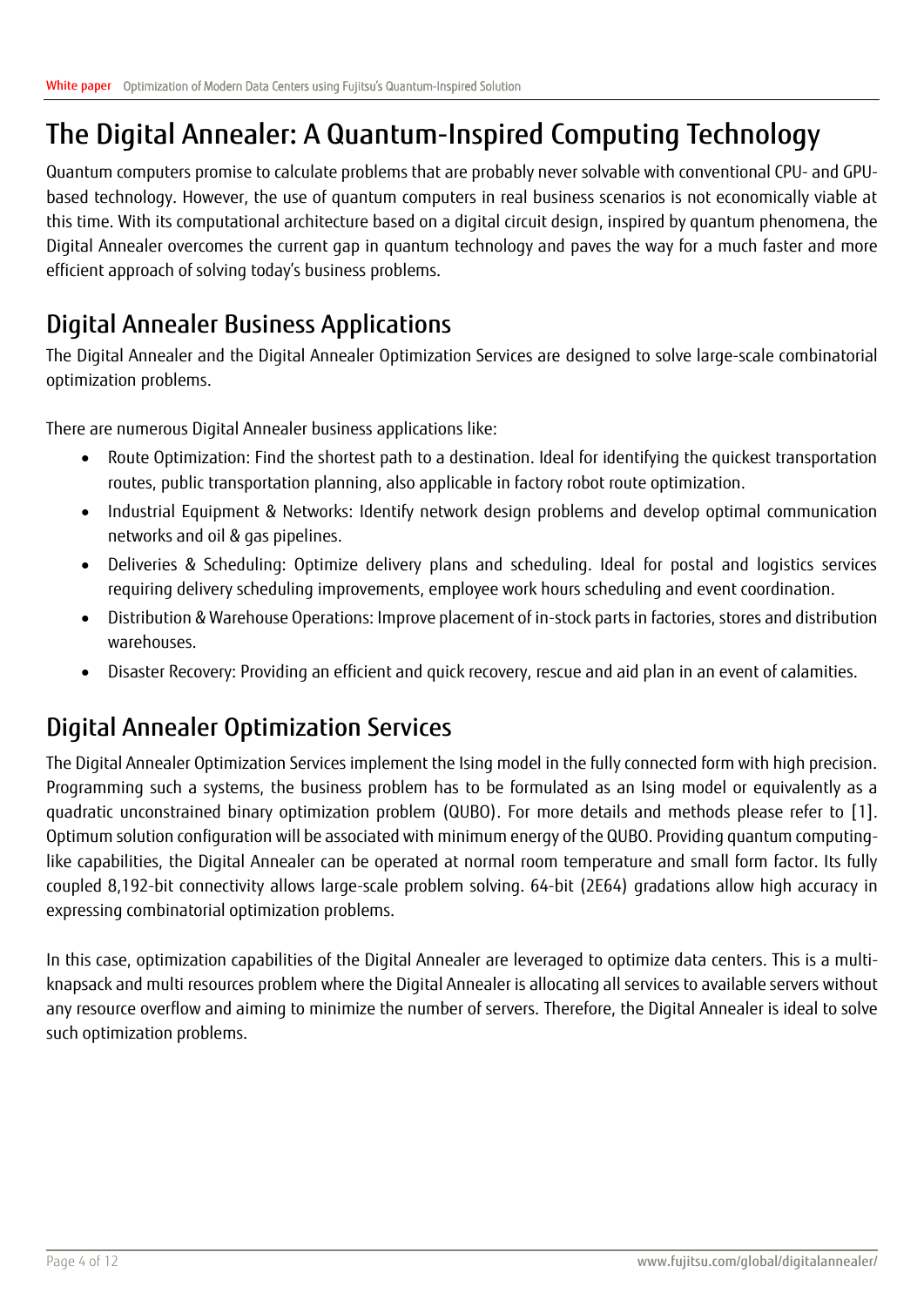# The Digital Annealer: A Quantum-Inspired Computing Technology

Quantum computers promise to calculate problems that are probably never solvable with conventional CPU- and GPU-based technology. However, the use of quantum computers in real business scenarios is not economically viable at this time. With its computational architecture based on a digital circuit design, inspired by quantum phenomena, the Digital Annealer overcomes the current gap in quantum technology and paves the way for a much faster and more efficient approach of solving today's business problems.

## Digital Annealer Business Applications

The Digital Annealer and the Digital Annealer Optimization Services are designed to solve large-scale combinatorial optimization problems.

There are numerous Digital Annealer business applications like:

- Route Optimization: Find the shortest path to a destination. Ideal for identifying the quickest transportation routes, public transportation planning, also applicable in factory robot route optimization.
- Industrial Equipment & Networks: Identify network design problems and develop optimal communication networks and oil & gas pipelines.
- Deliveries & Scheduling: Optimize delivery plans and scheduling. Ideal for postal and logistics services requiring delivery scheduling improvements, employee work hours scheduling and event coordination.
- Distribution & Warehouse Operations: Improve placement of in-stock parts in factories, stores and distribution warehouses.
- Disaster Recovery: Providing an efficient and quick recovery, rescue and aid plan in an event of calamities.

## Digital Annealer Optimization Services

The Digital Annealer Optimization Services implement the Ising model in the fully connected form with high precision. Programming such a systems, the business problem has to be formulated as an Ising model or equivalently as a quadratic unconstrained binary optimization problem (QUBO). For more details and methods please refer to [1]. Optimum solution configuration will be associated with minimum energy of the QUBO. Providing quantum computing-like capabilities, the Digital Annealer can be operated at normal room temperature and small form factor. Its fully coupled 8,192-bit connectivity allows large-scale problem solving. 64-bit (2E64) gradations allow high accuracy in expressing combinatorial optimization problems.

In this case, optimization capabilities of the Digital Annealer are leveraged to optimize data centers. This is a multi-knapsack and multi resources problem where the Digital Annealer is allocating all services to available servers without any resource overflow and aiming to minimize the number of servers. Therefore, the Digital Annealer is ideal to solve such optimization problems.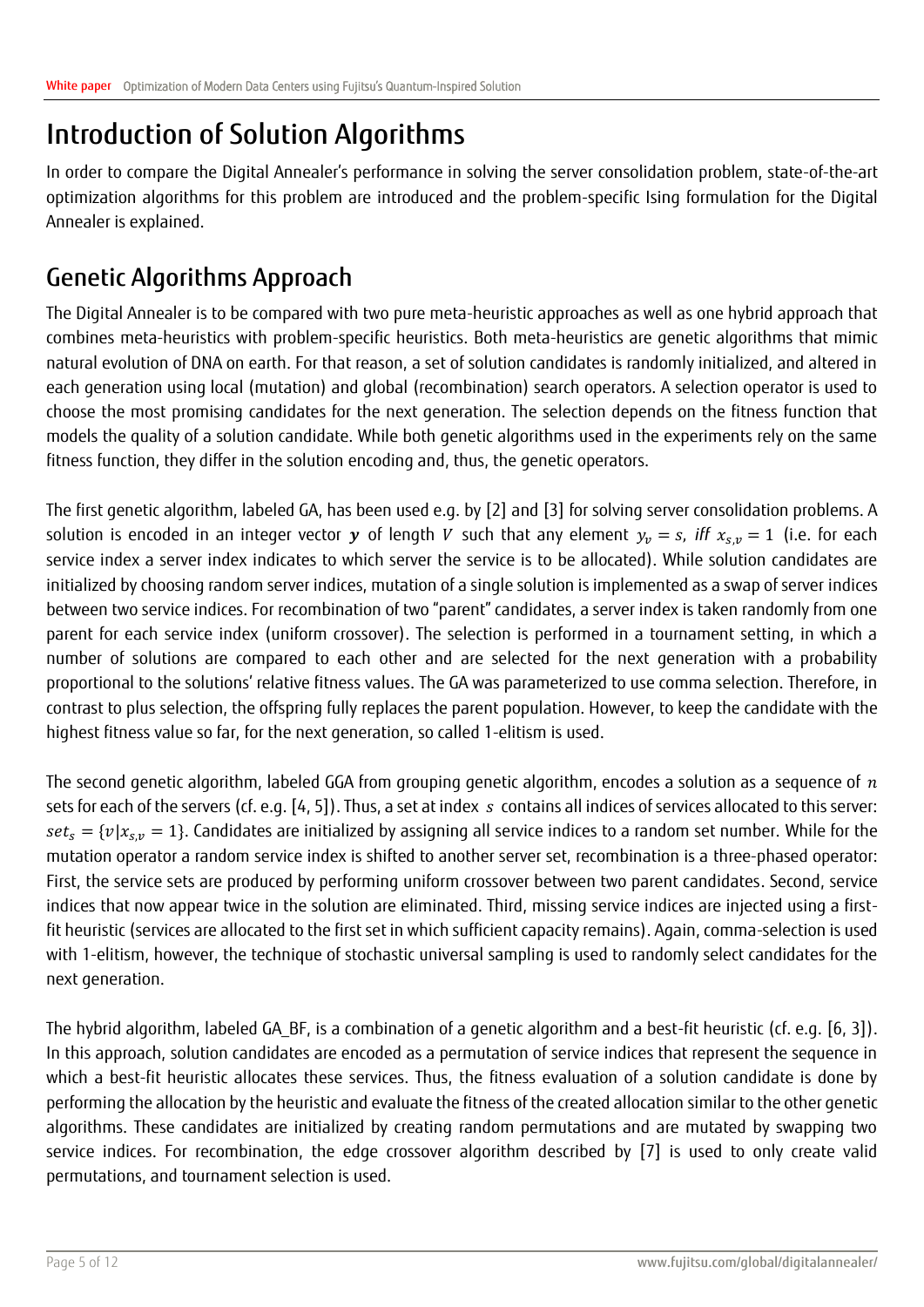# Introduction of Solution Algorithms

In order to compare the Digital Annealer's performance in solving the server consolidation problem, state-of-the-art optimization algorithms for this problem are introduced and the problem-specific Ising formulation for the Digital Annealer is explained.

## Genetic Algorithms Approach

The Digital Annealer is to be compared with two pure meta-heuristic approaches as well as one hybrid approach that combines meta-heuristics with problem-specific heuristics. Both meta-heuristics are genetic algorithms that mimic natural evolution of DNA on earth. For that reason, a set of solution candidates is randomly initialized, and altered in each generation using local (mutation) and global (recombination) search operators. A selection operator is used to choose the most promising candidates for the next generation. The selection depends on the fitness function that models the quality of a solution candidate. While both genetic algorithms used in the experiments rely on the same fitness function, they differ in the solution encoding and, thus, the genetic operators.

The first genetic algorithm, labeled GA, has been used e.g. by [2] and [3] for solving server consolidation problems. A solution is encoded in an integer vector $\boldsymbol{y}$ of length $V$ such that any element $y_v = s$, *iff* $x_{s,v} = 1$ (i.e. for each service index a server index indicates to which server the service is to be allocated). While solution candidates are initialized by choosing random server indices, mutation of a single solution is implemented as a swap of server indices between two service indices. For recombination of two "parent" candidates, a server index is taken randomly from one parent for each service index (uniform crossover). The selection is performed in a tournament setting, in which a number of solutions are compared to each other and are selected for the next generation with a probability proportional to the solutions' relative fitness values. The GA was parameterized to use comma selection. Therefore, in contrast to plus selection, the offspring fully replaces the parent population. However, to keep the candidate with the highest fitness value so far, for the next generation, so called 1-elitism is used.

The second genetic algorithm, labeled GGA from grouping genetic algorithm, encodes a solution as a sequence of $n$ sets for each of the servers (cf. e.g. [4, 5]). Thus, a set at index $s$ contains all indices of services allocated to this server: $set_s = \{v | x_{s,v} = 1\}$. Candidates are initialized by assigning all service indices to a random set number. While for the mutation operator a random service index is shifted to another server set, recombination is a three-phased operator: First, the service sets are produced by performing uniform crossover between two parent candidates. Second, service indices that now appear twice in the solution are eliminated. Third, missing service indices are injected using a first-fit heuristic (services are allocated to the first set in which sufficient capacity remains). Again, comma-selection is used with 1-elitism, however, the technique of stochastic universal sampling is used to randomly select candidates for the next generation.

The hybrid algorithm, labeled GA_BF, is a combination of a genetic algorithm and a best-fit heuristic (cf. e.g. [6, 3]). In this approach, solution candidates are encoded as a permutation of service indices that represent the sequence in which a best-fit heuristic allocates these services. Thus, the fitness evaluation of a solution candidate is done by performing the allocation by the heuristic and evaluate the fitness of the created allocation similar to the other genetic algorithms. These candidates are initialized by creating random permutations and are mutated by swapping two service indices. For recombination, the edge crossover algorithm described by [7] is used to only create valid permutations, and tournament selection is used.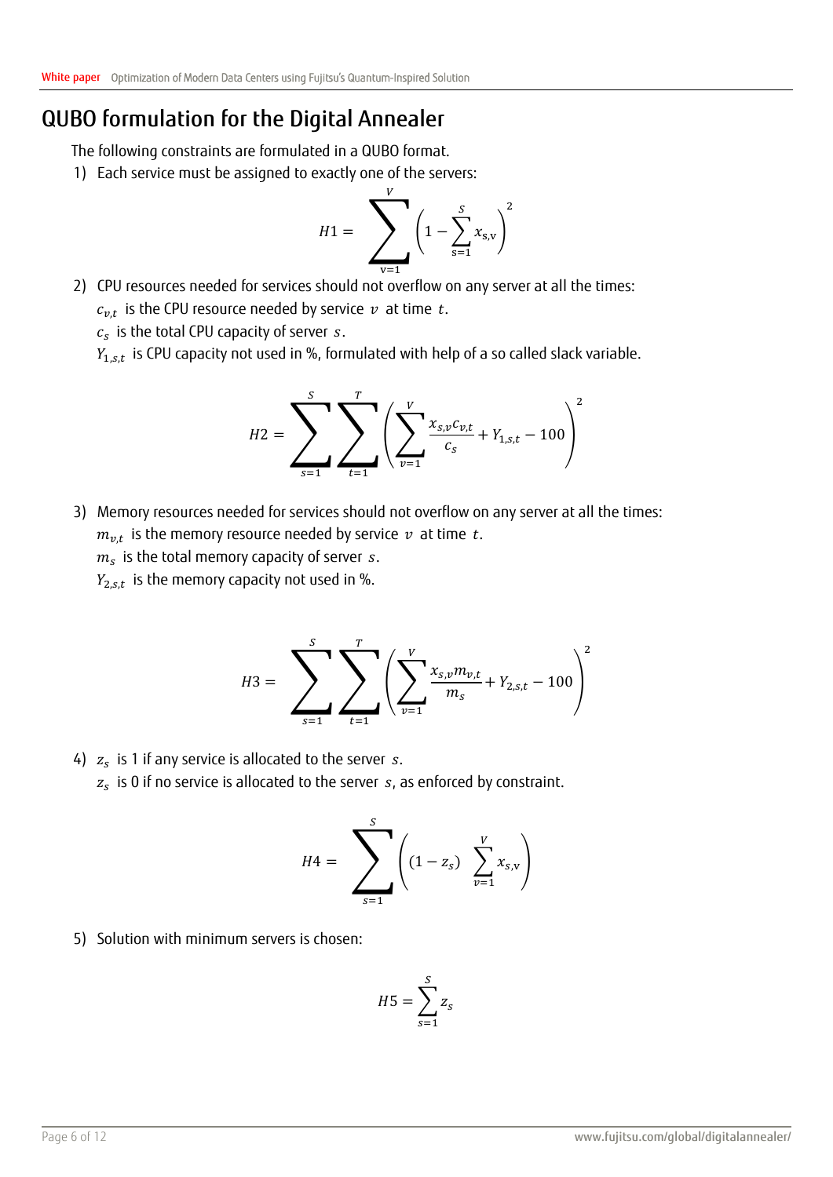# QUBO formulation for the Digital Annealer

The following constraints are formulated in a QUBO format.

1) Each service must be assigned to exactly one of the servers:

$$H1 = \sum_{v=1}^{V} \left(1 - \sum_{s=1}^{S} x_{s,v}\right)^2$$

2) CPU resources needed for services should not overflow on any server at all the times:
   $c_{v,t}$ is the CPU resource needed by service $v$ at time $t$.
   $c_s$ is the total CPU capacity of server $s$.
   $Y_{1,s,t}$ is CPU capacity not used in %, formulated with help of a so called slack variable.

$$H2 = \sum_{s=1}^{S} \sum_{t=1}^{T} \left( \sum_{v=1}^{V} \frac{x_{s,v} c_{v,t}}{c_s} + Y_{1,s,t} - 100 \right)^2$$

3) Memory resources needed for services should not overflow on any server at all the times:
   $m_{v,t}$ is the memory resource needed by service $v$ at time $t$.
   $m_s$ is the total memory capacity of server $s$.
   $Y_{2,s,t}$ is the memory capacity not used in %.

$$H3 = \sum_{s=1}^{S} \sum_{t=1}^{T} \left( \sum_{v=1}^{V} \frac{x_{s,v} m_{v,t}}{m_s} + Y_{2,s,t} - 100 \right)^2$$

4) $z_s$ is 1 if any service is allocated to the server $s$.
   $z_s$ is 0 if no service is allocated to the server $s$, as enforced by constraint.

$$H4 = \sum_{s=1}^{S} \left( (1 - z_s) \sum_{v=1}^{V} x_{s,v} \right)$$

5) Solution with minimum servers is chosen:

$$H5 = \sum_{s=1}^{S} z_s$$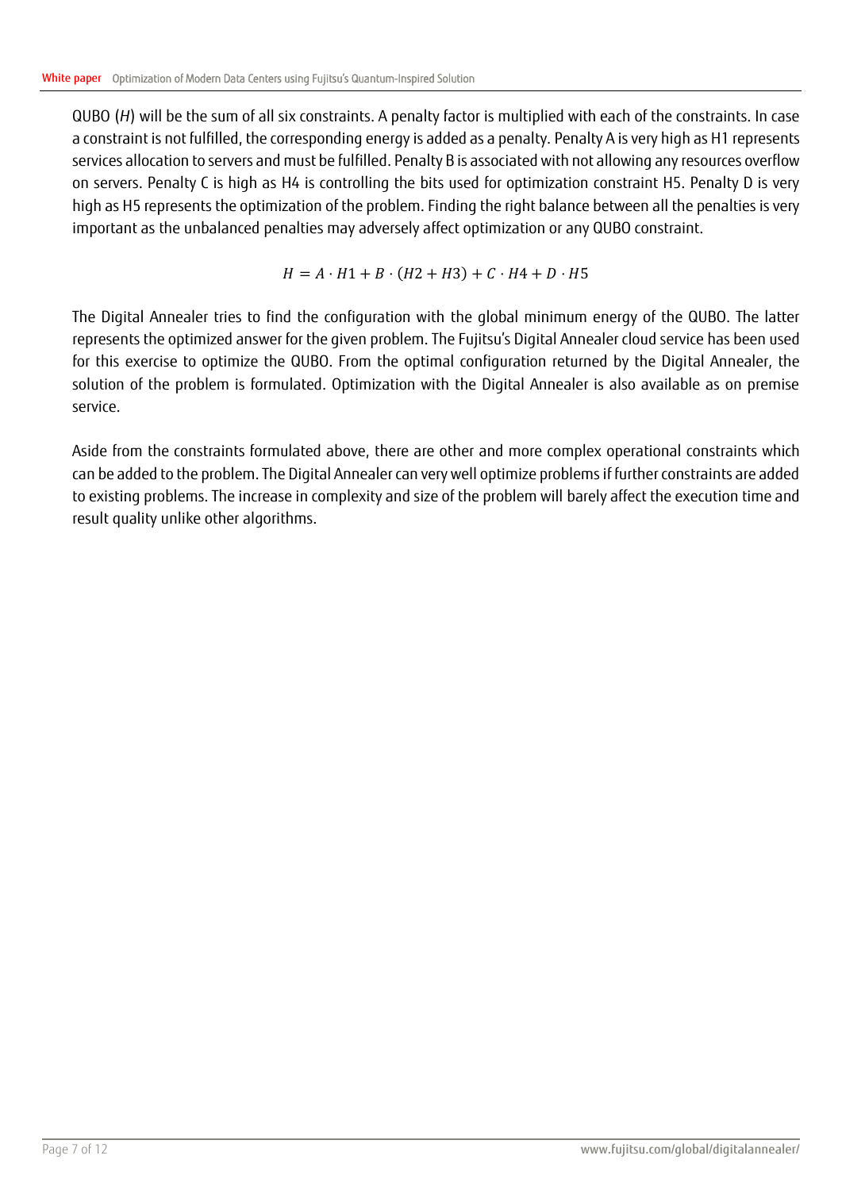QUBO ($H$) will be the sum of all six constraints. A penalty factor is multiplied with each of the constraints. In case a constraint is not fulfilled, the corresponding energy is added as a penalty. Penalty A is very high as H1 represents services allocation to servers and must be fulfilled. Penalty B is associated with not allowing any resources overflow on servers. Penalty C is high as H4 is controlling the bits used for optimization constraint H5. Penalty D is very high as H5 represents the optimization of the problem. Finding the right balance between all the penalties is very important as the unbalanced penalties may adversely affect optimization or any QUBO constraint.

$$H = A \cdot H1 + B \cdot (H2 + H3) + C \cdot H4 + D \cdot H5$$

The Digital Annealer tries to find the configuration with the global minimum energy of the QUBO. The latter represents the optimized answer for the given problem. The Fujitsu's Digital Annealer cloud service has been used for this exercise to optimize the QUBO. From the optimal configuration returned by the Digital Annealer, the solution of the problem is formulated. Optimization with the Digital Annealer is also available as on premise service.

Aside from the constraints formulated above, there are other and more complex operational constraints which can be added to the problem. The Digital Annealer can very well optimize problems if further constraints are added to existing problems. The increase in complexity and size of the problem will barely affect the execution time and result quality unlike other algorithms.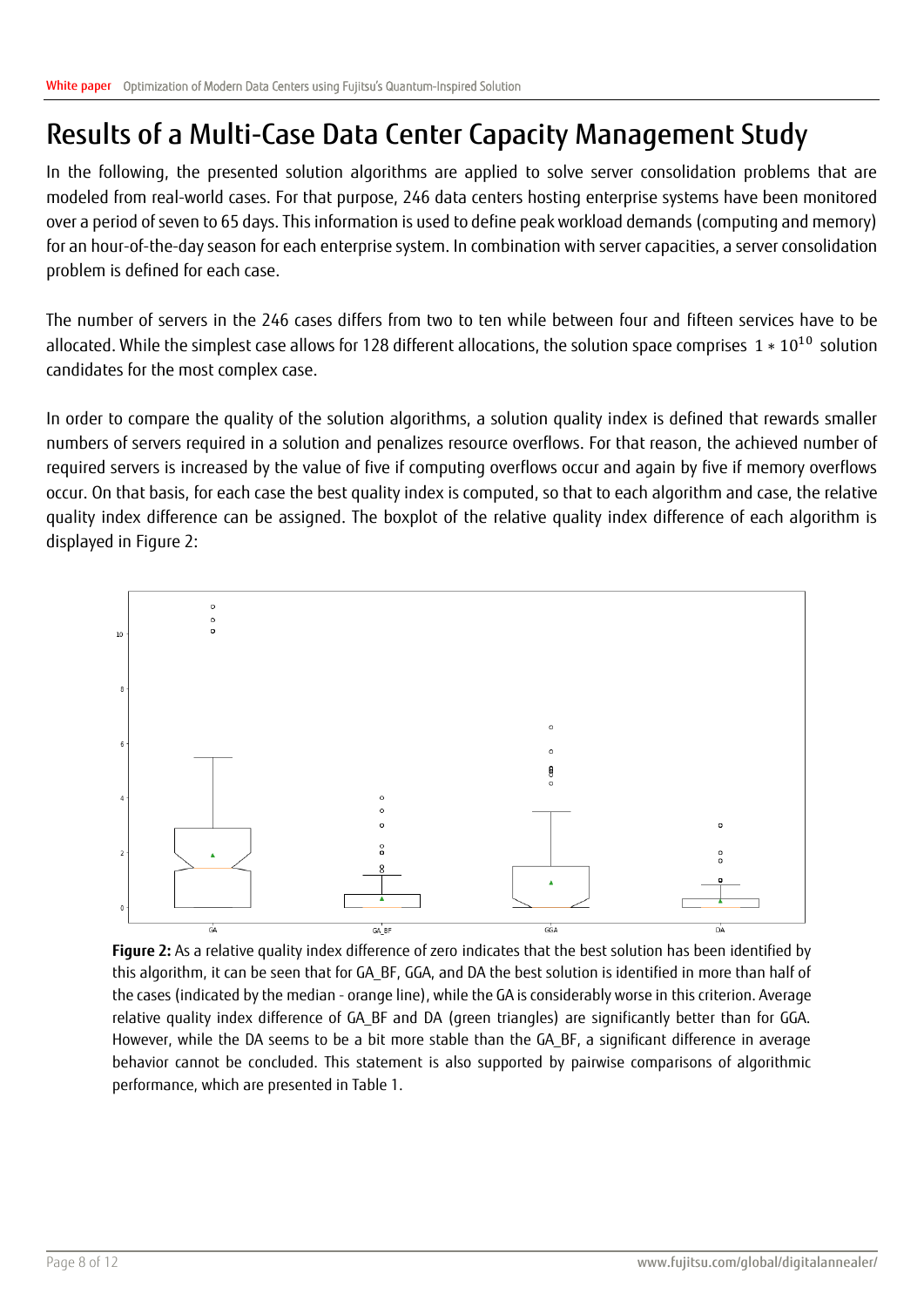# Results of a Multi-Case Data Center Capacity Management Study

In the following, the presented solution algorithms are applied to solve server consolidation problems that are modeled from real-world cases. For that purpose, 246 data centers hosting enterprise systems have been monitored over a period of seven to 65 days. This information is used to define peak workload demands (computing and memory) for an hour-of-the-day season for each enterprise system. In combination with server capacities, a server consolidation problem is defined for each case.

The number of servers in the 246 cases differs from two to ten while between four and fifteen services have to be allocated. While the simplest case allows for 128 different allocations, the solution space comprises $1 * 10^{10}$ solution candidates for the most complex case.

In order to compare the quality of the solution algorithms, a solution quality index is defined that rewards smaller numbers of servers required in a solution and penalizes resource overflows. For that reason, the achieved number of required servers is increased by the value of five if computing overflows occur and again by five if memory overflows occur. On that basis, for each case the best quality index is computed, so that to each algorithm and case, the relative quality index difference can be assigned. The boxplot of the relative quality index difference of each algorithm is displayed in Figure 2:

**Figure 2:** As a relative quality index difference of zero indicates that the best solution has been identified by this algorithm, it can be seen that for GA_BF, GGA, and DA the best solution is identified in more than half of the cases (indicated by the median - orange line), while the GA is considerably worse in this criterion. Average relative quality index difference of GA_BF and DA (green triangles) are significantly better than for GGA. However, while the DA seems to be a bit more stable than the GA_BF, a significant difference in average behavior cannot be concluded. This statement is also supported by pairwise comparisons of algorithmic performance, which are presented in Table 1.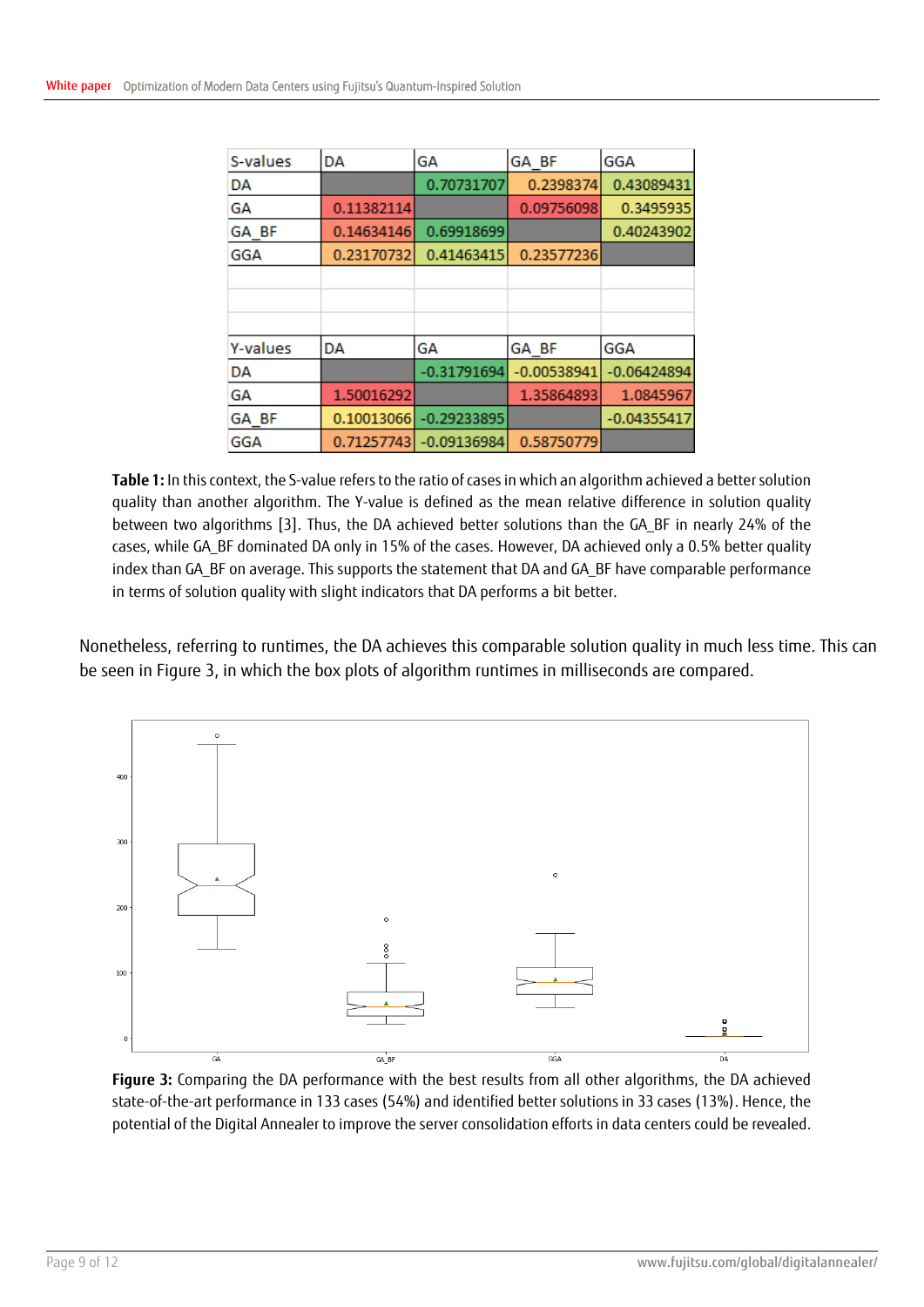| S-values | DA | GA | GA_BF | GGA |
|---|---|---|---|---|
| DA | | 0.70731707 | 0.2398374 | 0.43089431 |
| GA | 0.11382114 | | 0.09756098 | 0.3495935 |
| GA_BF | 0.14634146 | 0.69918699 | | 0.40243902 |
| GGA | 0.23170732 | 0.41463415 | 0.23577236 | |

| Y-values | DA | GA | GA_BF | GGA |
|---|---|---|---|---|
| DA | | -0.31791694 | -0.00538941 | -0.06424894 |
| GA | 1.50016292 | | 1.35864893 | 1.0845967 |
| GA_BF | 0.10013066 | -0.29233895 | | -0.04355417 |
| GGA | 0.71257743 | -0.09136984 | 0.58750779 | |

**Table 1:** In this context, the S-value refers to the ratio of cases in which an algorithm achieved a better solution quality than another algorithm. The Y-value is defined as the mean relative difference in solution quality between two algorithms [3]. Thus, the DA achieved better solutions than the GA_BF in nearly 24% of the cases, while GA_BF dominated DA only in 15% of the cases. However, DA achieved only a 0.5% better quality index than GA_BF on average. This supports the statement that DA and GA_BF have comparable performance in terms of solution quality with slight indicators that DA performs a bit better.

Nonetheless, referring to runtimes, the DA achieves this comparable solution quality in much less time. This can be seen in Figure 3, in which the box plots of algorithm runtimes in milliseconds are compared.

**Figure 3:** Comparing the DA performance with the best results from all other algorithms, the DA achieved state-of-the-art performance in 133 cases (54%) and identified better solutions in 33 cases (13%). Hence, the potential of the Digital Annealer to improve the server consolidation efforts in data centers could be revealed.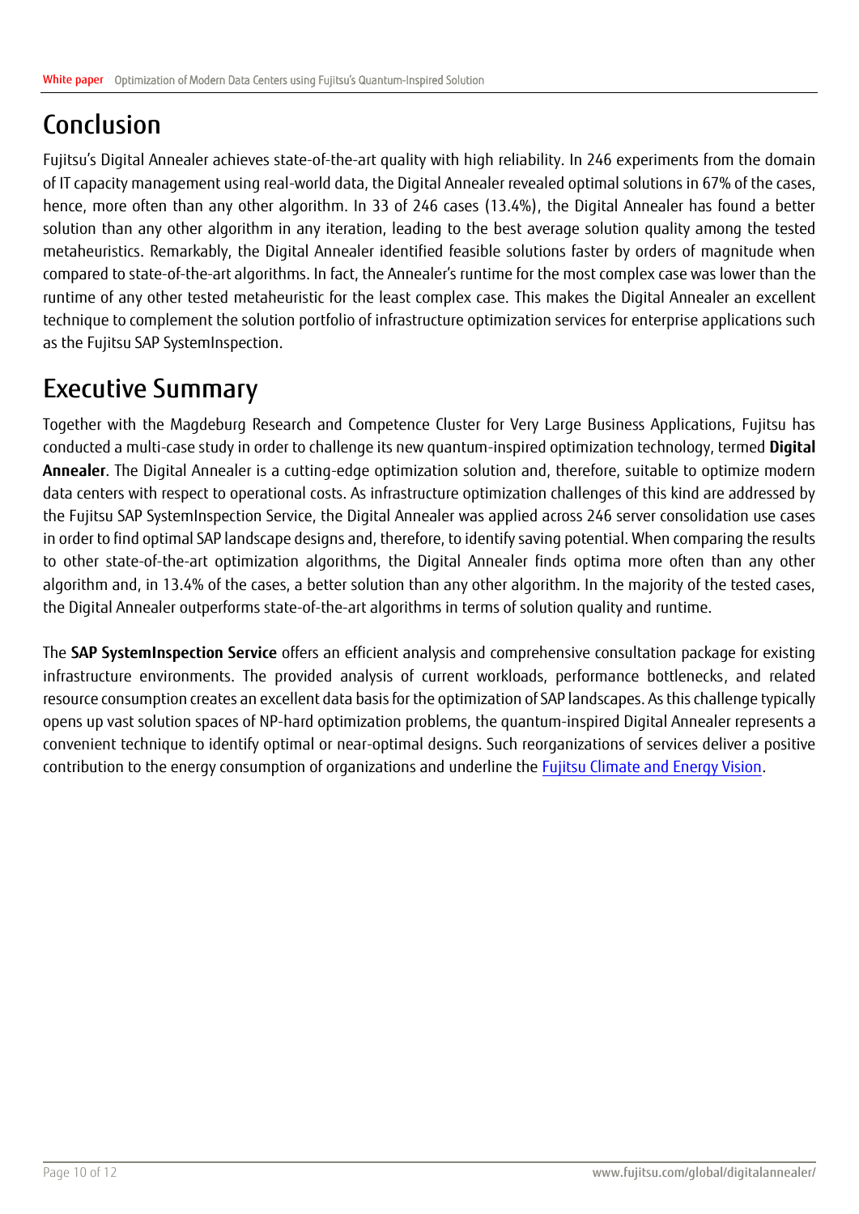# Conclusion

Fujitsu's Digital Annealer achieves state-of-the-art quality with high reliability. In 246 experiments from the domain of IT capacity management using real-world data, the Digital Annealer revealed optimal solutions in 67% of the cases, hence, more often than any other algorithm. In 33 of 246 cases (13.4%), the Digital Annealer has found a better solution than any other algorithm in any iteration, leading to the best average solution quality among the tested metaheuristics. Remarkably, the Digital Annealer identified feasible solutions faster by orders of magnitude when compared to state-of-the-art algorithms. In fact, the Annealer's runtime for the most complex case was lower than the runtime of any other tested metaheuristic for the least complex case. This makes the Digital Annealer an excellent technique to complement the solution portfolio of infrastructure optimization services for enterprise applications such as the Fujitsu SAP SystemInspection.

# Executive Summary

Together with the Magdeburg Research and Competence Cluster for Very Large Business Applications, Fujitsu has conducted a multi-case study in order to challenge its new quantum-inspired optimization technology, termed **Digital Annealer**. The Digital Annealer is a cutting-edge optimization solution and, therefore, suitable to optimize modern data centers with respect to operational costs. As infrastructure optimization challenges of this kind are addressed by the Fujitsu SAP SystemInspection Service, the Digital Annealer was applied across 246 server consolidation use cases in order to find optimal SAP landscape designs and, therefore, to identify saving potential. When comparing the results to other state-of-the-art optimization algorithms, the Digital Annealer finds optima more often than any other algorithm and, in 13.4% of the cases, a better solution than any other algorithm. In the majority of the tested cases, the Digital Annealer outperforms state-of-the-art algorithms in terms of solution quality and runtime.

The **SAP SystemInspection Service** offers an efficient analysis and comprehensive consultation package for existing infrastructure environments. The provided analysis of current workloads, performance bottlenecks, and related resource consumption creates an excellent data basis for the optimization of SAP landscapes. As this challenge typically opens up vast solution spaces of NP-hard optimization problems, the quantum-inspired Digital Annealer represents a convenient technique to identify optimal or near-optimal designs. Such reorganizations of services deliver a positive contribution to the energy consumption of organizations and underline the Fujitsu Climate and Energy Vision.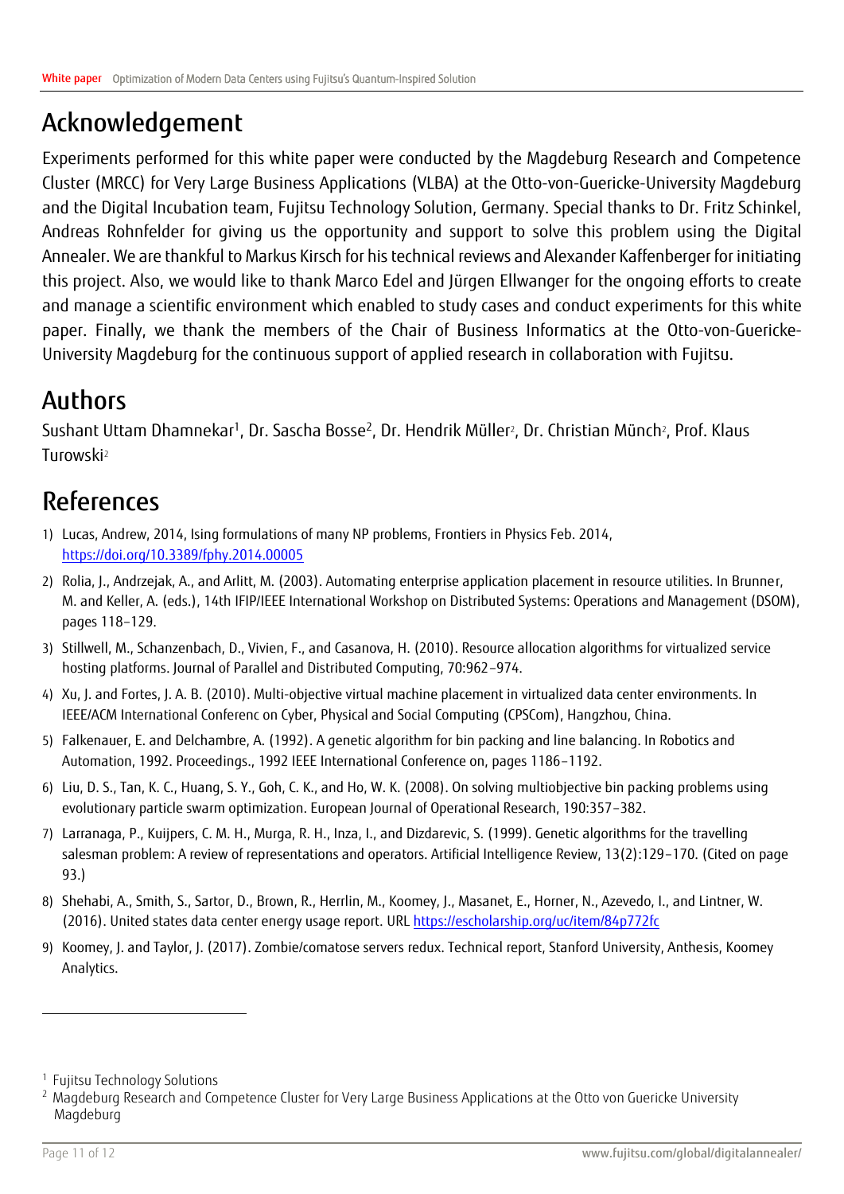## Acknowledgement

Experiments performed for this white paper were conducted by the Magdeburg Research and Competence Cluster (MRCC) for Very Large Business Applications (VLBA) at the Otto-von-Guericke-University Magdeburg and the Digital Incubation team, Fujitsu Technology Solution, Germany. Special thanks to Dr. Fritz Schinkel, Andreas Rohnfelder for giving us the opportunity and support to solve this problem using the Digital Annealer. We are thankful to Markus Kirsch for his technical reviews and Alexander Kaffenberger for initiating this project. Also, we would like to thank Marco Edel and Jürgen Ellwanger for the ongoing efforts to create and manage a scientific environment which enabled to study cases and conduct experiments for this white paper. Finally, we thank the members of the Chair of Business Informatics at the Otto-von-Guericke-University Magdeburg for the continuous support of applied research in collaboration with Fujitsu.

## Authors

Sushant Uttam Dhamnekar[1], Dr. Sascha Bosse[2], Dr. Hendrik Müller[2], Dr. Christian Münch[2], Prof. Klaus Turowski[2]

## References

1) Lucas, Andrew, 2014, Ising formulations of many NP problems, Frontiers in Physics Feb. 2014, https://doi.org/10.3389/fphy.2014.00005
2) Rolia, J., Andrzejak, A., and Arlitt, M. (2003). Automating enterprise application placement in resource utilities. In Brunner, M. and Keller, A. (eds.), 14th IFIP/IEEE International Workshop on Distributed Systems: Operations and Management (DSOM), pages 118–129.
3) Stillwell, M., Schanzenbach, D., Vivien, F., and Casanova, H. (2010). Resource allocation algorithms for virtualized service hosting platforms. Journal of Parallel and Distributed Computing, 70:962–974.
4) Xu, J. and Fortes, J. A. B. (2010). Multi-objective virtual machine placement in virtualized data center environments. In IEEE/ACM International Conferenc on Cyber, Physical and Social Computing (CPSCom), Hangzhou, China.
5) Falkenauer, E. and Delchambre, A. (1992). A genetic algorithm for bin packing and line balancing. In Robotics and Automation, 1992. Proceedings., 1992 IEEE International Conference on, pages 1186–1192.
6) Liu, D. S., Tan, K. C., Huang, S. Y., Goh, C. K., and Ho, W. K. (2008). On solving multiobjective bin packing problems using evolutionary particle swarm optimization. European Journal of Operational Research, 190:357–382.
7) Larranaga, P., Kuijpers, C. M. H., Murga, R. H., Inza, I., and Dizdarevic, S. (1999). Genetic algorithms for the travelling salesman problem: A review of representations and operators. Artificial Intelligence Review, 13(2):129–170. (Cited on page 93.)
8) Shehabi, A., Smith, S., Sartor, D., Brown, R., Herrlin, M., Koomey, J., Masanet, E., Horner, N., Azevedo, I., and Lintner, W. (2016). United states data center energy usage report. URL https://escholarship.org/uc/item/84p772fc
9) Koomey, J. and Taylor, J. (2017). Zombie/comatose servers redux. Technical report, Stanford University, Anthesis, Koomey Analytics.

---

[1] Fujitsu Technology Solutions

[2] Magdeburg Research and Competence Cluster for Very Large Business Applications at the Otto von Guericke University Magdeburg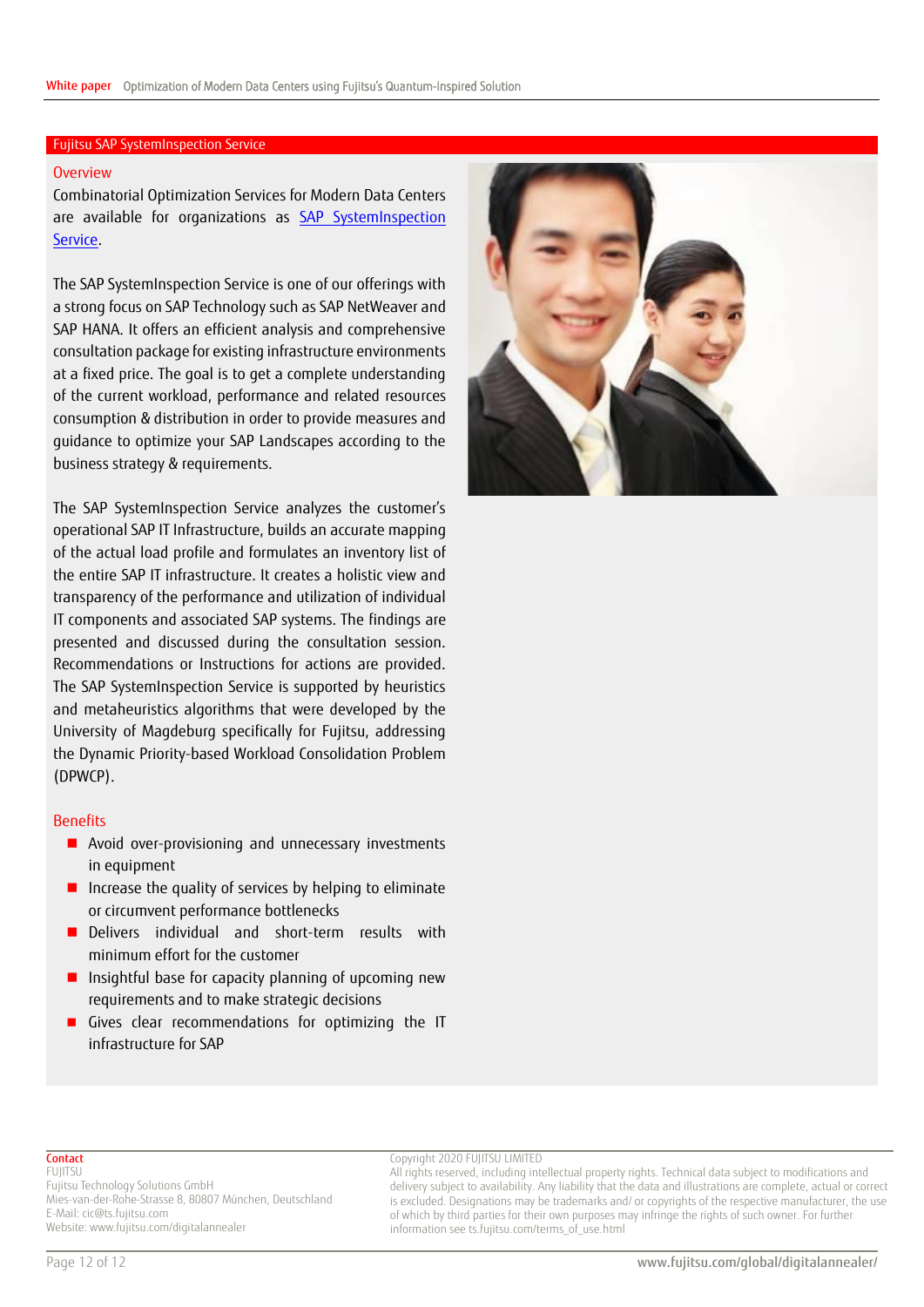## Fujitsu SAP SystemInspection Service

### Overview

Combinatorial Optimization Services for Modern Data Centers are available for organizations as SAP SystemInspection Service.

The SAP SystemInspection Service is one of our offerings with a strong focus on SAP Technology such as SAP NetWeaver and SAP HANA. It offers an efficient analysis and comprehensive consultation package for existing infrastructure environments at a fixed price. The goal is to get a complete understanding of the current workload, performance and related resources consumption & distribution in order to provide measures and guidance to optimize your SAP Landscapes according to the business strategy & requirements.

The SAP SystemInspection Service analyzes the customer's operational SAP IT Infrastructure, builds an accurate mapping of the actual load profile and formulates an inventory list of the entire SAP IT infrastructure. It creates a holistic view and transparency of the performance and utilization of individual IT components and associated SAP systems. The findings are presented and discussed during the consultation session. Recommendations or Instructions for actions are provided. The SAP SystemInspection Service is supported by heuristics and metaheuristics algorithms that were developed by the University of Magdeburg specifically for Fujitsu, addressing the Dynamic Priority-based Workload Consolidation Problem (DPWCP).

### Benefits

- Avoid over-provisioning and unnecessary investments in equipment
- Increase the quality of services by helping to eliminate or circumvent performance bottlenecks
- Delivers individual and short-term results with minimum effort for the customer
- Insightful base for capacity planning of upcoming new requirements and to make strategic decisions
- Gives clear recommendations for optimizing the IT infrastructure for SAP

**Contact**
FUJITSU
Fujitsu Technology Solutions GmbH
Mies-van-der-Rohe-Strasse 8, 80807 München, Deutschland
E-Mail: cic@ts.fujitsu.com
Website: www.fujitsu.com/digitalannealer

Copyright 2020 FUJITSU LIMITED
All rights reserved, including intellectual property rights. Technical data subject to modifications and delivery subject to availability. Any liability that the data and illustrations are complete, actual or correct is excluded. Designations may be trademarks and/ or copyrights of the respective manufacturer, the use of which by third parties for their own purposes may infringe the rights of such owner. For further information see ts.fujitsu.com/terms_of_use.html